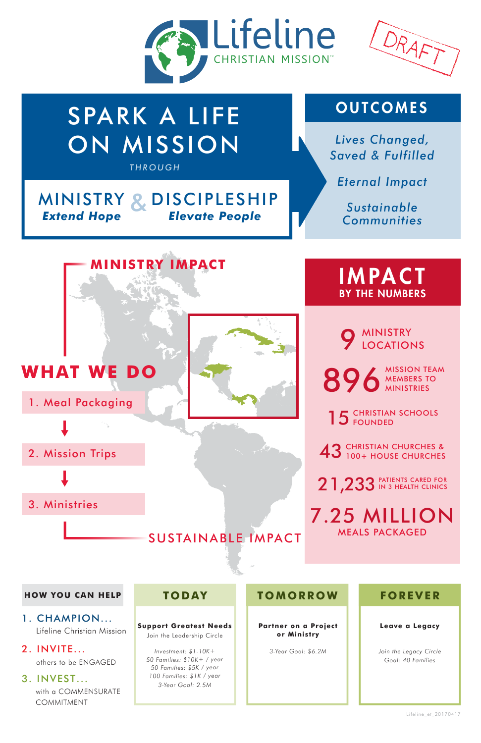# Lifeline

CHRISTIAN MISSION™

DRAFT

## SPARK A LIFE ON MISSION

*THROUGH*

**MINISTRY** & **DISCIPLESHIP**

***Extend Hope*** ***Elevate People***

## OUTCOMES

*Lives Changed, Saved & Fulfilled*

*Eternal Impact*

*Sustainable Communities*

## MINISTRY IMPACT

## WHAT WE DO

1. Meal Packaging
2. Mission Trips
3. Ministries

SUSTAINABLE IMPACT

## IMPACT BY THE NUMBERS

**9** MINISTRY LOCATIONS

**896** MISSION TEAM MEMBERS TO MINISTRIES

**15** CHRISTIAN SCHOOLS FOUNDED

**43** CHRISTIAN CHURCHES & 100+ HOUSE CHURCHES

**21,233** PATIENTS CARED FOR IN 3 HEALTH CLINICS

**7.25 MILLION** MEALS PACKAGED

## HOW YOU CAN HELP

1. CHAMPION...
   Lifeline Christian Mission
2. INVITE...
   others to be ENGAGED
3. INVEST...
   with a COMMENSURATE COMMITMENT

### TODAY

**Support Greatest Needs**

Join the Leadership Circle

*Investment: $1-10K+*
*50 Families: $10K+ / year*
*50 Families: $5K / year*
*100 Families: $1K / year*
*3-Year Goal: 2.5M*

### TOMORROW

**Partner on a Project or Ministry**

*3-Year Goal: $6.2M*

### FOREVER

**Leave a Legacy**

*Join the Legacy Circle*
*Goal: 40 Families*

Lifeline_et_20170417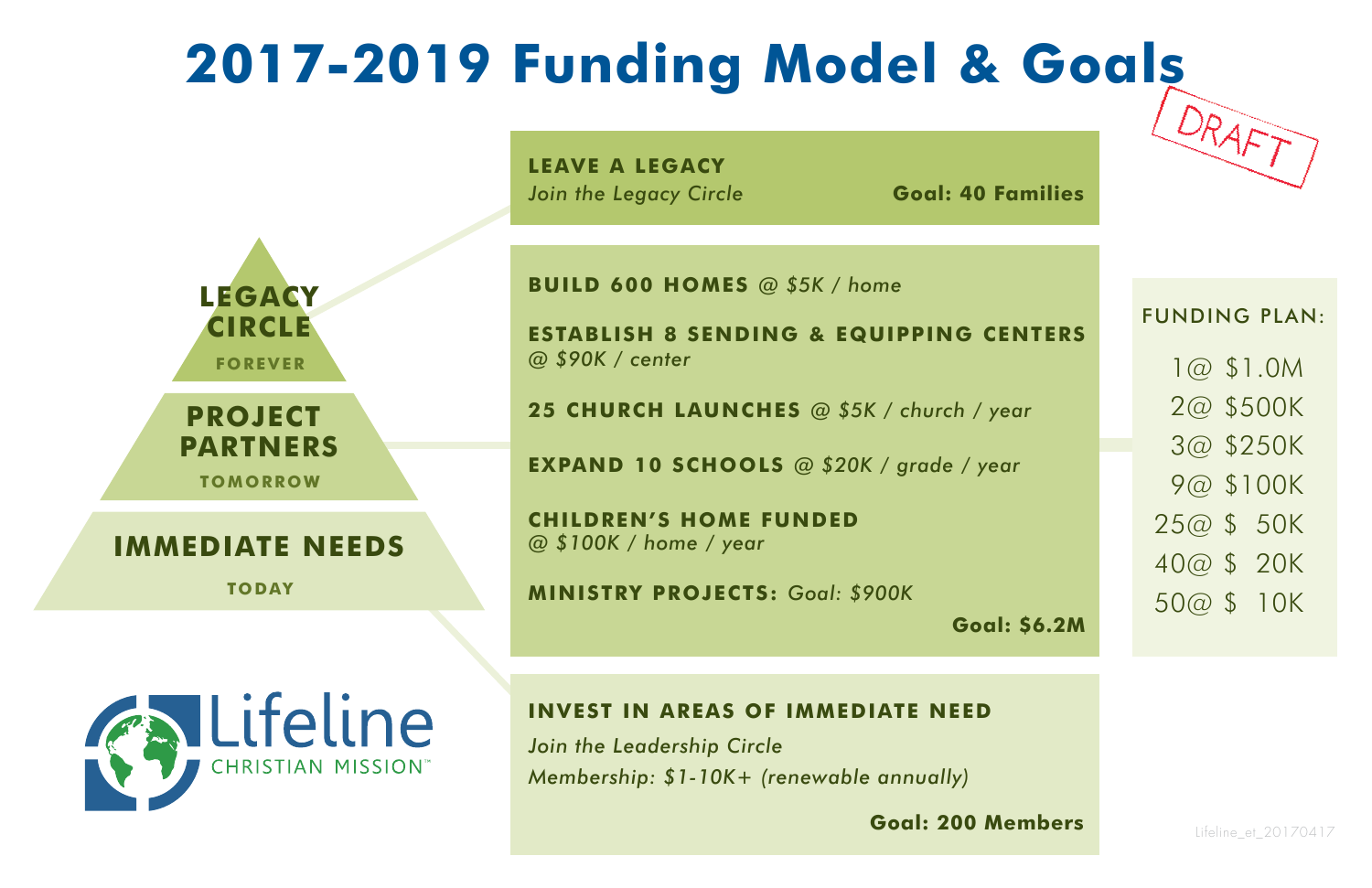# 2017-2019 Funding Model & Goals

DRAFT

LEGACY CIRCLE
FOREVER

PROJECT PARTNERS
TOMORROW

IMMEDIATE NEEDS
TODAY

**LEAVE A LEGACY**
*Join the Legacy Circle* **Goal: 40 Families**

**BUILD 600 HOMES** *@ $5K / home*

**ESTABLISH 8 SENDING & EQUIPPING CENTERS** *@ $90K / center*

**25 CHURCH LAUNCHES** *@ $5K / church / year*

**EXPAND 10 SCHOOLS** *@ $20K / grade / year*

**CHILDREN'S HOME FUNDED** *@ $100K / home / year*

**MINISTRY PROJECTS:** *Goal: $900K*

**Goal: $6.2M**

FUNDING PLAN:

- 1@ $1.0M
- 2@ $500K
- 3@ $250K
- 9@ $100K
- 25@ $ 50K
- 40@ $ 20K
- 50@ $ 10K

**INVEST IN AREAS OF IMMEDIATE NEED**
*Join the Leadership Circle*
*Membership: $1-10K+ (renewable annually)*

**Goal: 200 Members**

Lifeline CHRISTIAN MISSION™

Lifeline_et_20170417